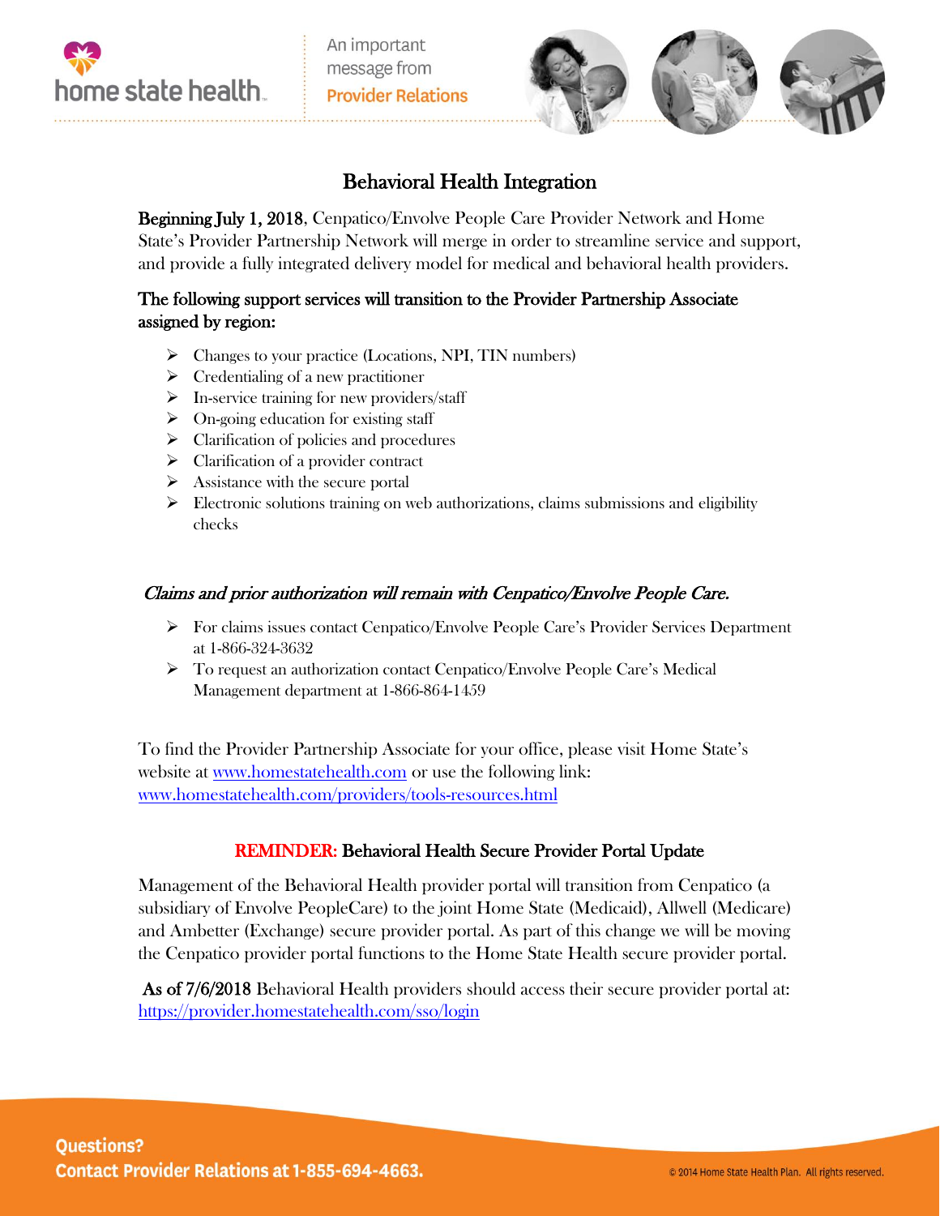An important message from **Provider Relations**

# Behavioral Health Integration

**Beginning July 1, 2018**, Cenpatico/Envolve People Care Provider Network and Home State's Provider Partnership Network will merge in order to streamline service and support, and provide a fully integrated delivery model for medical and behavioral health providers.

**The following support services will transition to the Provider Partnership Associate assigned by region:**

- Changes to your practice (Locations, NPI, TIN numbers)
- Credentialing of a new practitioner
- In-service training for new providers/staff
- On-going education for existing staff
- Clarification of policies and procedures
- Clarification of a provider contract
- Assistance with the secure portal
- Electronic solutions training on web authorizations, claims submissions and eligibility checks

***Claims and prior authorization will remain with Cenpatico/Envolve People Care.***

- For claims issues contact Cenpatico/Envolve People Care's Provider Services Department at 1-866-324-3632
- To request an authorization contact Cenpatico/Envolve People Care's Medical Management department at 1-866-864-1459

To find the Provider Partnership Associate for your office, please visit Home State's website at [www.homestatehealth.com](www.homestatehealth.com) or use the following link: [www.homestatehealth.com/providers/tools-resources.html](www.homestatehealth.com/providers/tools-resources.html)

## REMINDER: Behavioral Health Secure Provider Portal Update

Management of the Behavioral Health provider portal will transition from Cenpatico (a subsidiary of Envolve PeopleCare) to the joint Home State (Medicaid), Allwell (Medicare) and Ambetter (Exchange) secure provider portal. As part of this change we will be moving the Cenpatico provider portal functions to the Home State Health secure provider portal.

**As of 7/6/2018** Behavioral Health providers should access their secure provider portal at: [https://provider.homestatehealth.com/sso/login](https://provider.homestatehealth.com/sso/login)

**Questions?**
**Contact Provider Relations at 1-855-694-4663.**

© 2014 Home State Health Plan. All rights reserved.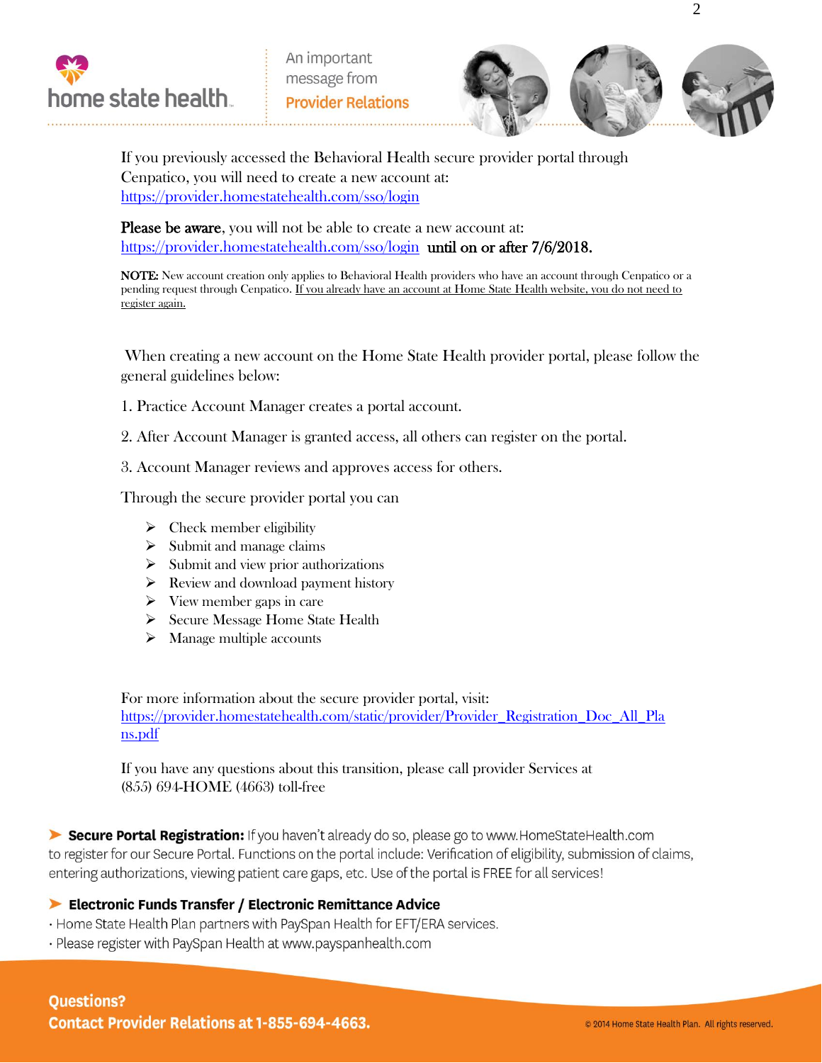An important message from **Provider Relations**

If you previously accessed the Behavioral Health secure provider portal through Cenpatico, you will need to create a new account at: https://provider.homestatehealth.com/sso/login

**Please be aware**, you will not be able to create a new account at: https://provider.homestatehealth.com/sso/login **until on or after 7/6/2018.**

**NOTE:** New account creation only applies to Behavioral Health providers who have an account through Cenpatico or a pending request through Cenpatico. If you already have an account at Home State Health website, you do not need to register again.

When creating a new account on the Home State Health provider portal, please follow the general guidelines below:

1. Practice Account Manager creates a portal account.
2. After Account Manager is granted access, all others can register on the portal.
3. Account Manager reviews and approves access for others.

Through the secure provider portal you can

- Check member eligibility
- Submit and manage claims
- Submit and view prior authorizations
- Review and download payment history
- View member gaps in care
- Secure Message Home State Health
- Manage multiple accounts

For more information about the secure provider portal, visit: https://provider.homestatehealth.com/static/provider/Provider_Registration_Doc_All_Plans.pdf

If you have any questions about this transition, please call provider Services at (855) 694-HOME (4663) toll-free

**Secure Portal Registration:** If you haven't already do so, please go to www.HomeStateHealth.com to register for our Secure Portal. Functions on the portal include: Verification of eligibility, submission of claims, entering authorizations, viewing patient care gaps, etc. Use of the portal is FREE for all services!

**Electronic Funds Transfer / Electronic Remittance Advice**

- Home State Health Plan partners with PaySpan Health for EFT/ERA services.
- Please register with PaySpan Health at www.payspanhealth.com

**Questions?**
**Contact Provider Relations at 1-855-694-4663.**

© 2014 Home State Health Plan. All rights reserved.